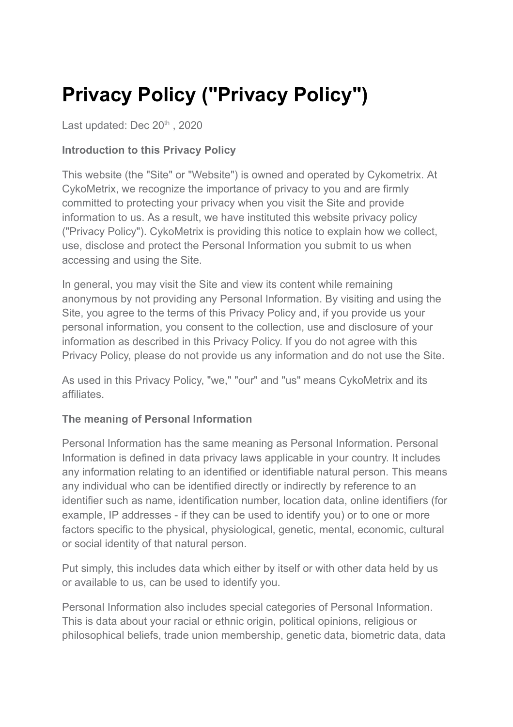# Privacy Policy ("Privacy Policy")

Last updated: Dec 20th , 2020

**Introduction to this Privacy Policy**

This website (the "Site" or "Website") is owned and operated by Cykometrix. At CykoMetrix, we recognize the importance of privacy to you and are firmly committed to protecting your privacy when you visit the Site and provide information to us. As a result, we have instituted this website privacy policy ("Privacy Policy"). CykoMetrix is providing this notice to explain how we collect, use, disclose and protect the Personal Information you submit to us when accessing and using the Site.

In general, you may visit the Site and view its content while remaining anonymous by not providing any Personal Information. By visiting and using the Site, you agree to the terms of this Privacy Policy and, if you provide us your personal information, you consent to the collection, use and disclosure of your information as described in this Privacy Policy. If you do not agree with this Privacy Policy, please do not provide us any information and do not use the Site.

As used in this Privacy Policy, "we," "our" and "us" means CykoMetrix and its affiliates.

**The meaning of Personal Information**

Personal Information has the same meaning as Personal Information. Personal Information is defined in data privacy laws applicable in your country. It includes any information relating to an identified or identifiable natural person. This means any individual who can be identified directly or indirectly by reference to an identifier such as name, identification number, location data, online identifiers (for example, IP addresses - if they can be used to identify you) or to one or more factors specific to the physical, physiological, genetic, mental, economic, cultural or social identity of that natural person.

Put simply, this includes data which either by itself or with other data held by us or available to us, can be used to identify you.

Personal Information also includes special categories of Personal Information. This is data about your racial or ethnic origin, political opinions, religious or philosophical beliefs, trade union membership, genetic data, biometric data, data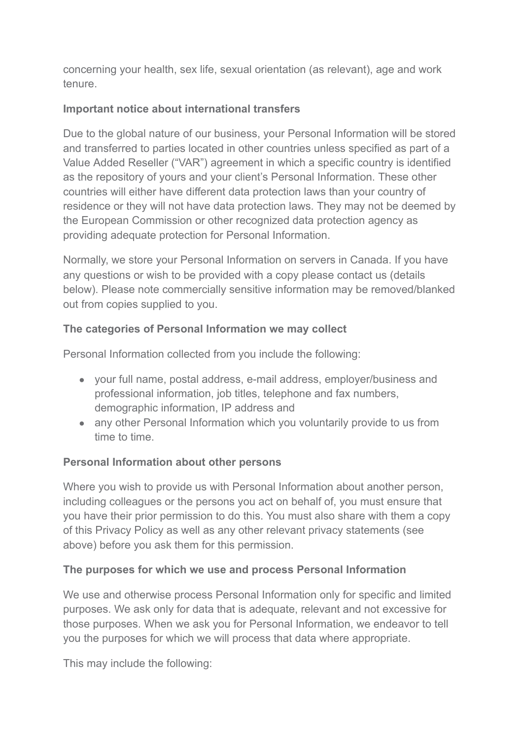concerning your health, sex life, sexual orientation (as relevant), age and work tenure.

**Important notice about international transfers**

Due to the global nature of our business, your Personal Information will be stored and transferred to parties located in other countries unless specified as part of a Value Added Reseller ("VAR") agreement in which a specific country is identified as the repository of yours and your client's Personal Information. These other countries will either have different data protection laws than your country of residence or they will not have data protection laws. They may not be deemed by the European Commission or other recognized data protection agency as providing adequate protection for Personal Information.

Normally, we store your Personal Information on servers in Canada. If you have any questions or wish to be provided with a copy please contact us (details below). Please note commercially sensitive information may be removed/blanked out from copies supplied to you.

**The categories of Personal Information we may collect**

Personal Information collected from you include the following:

- your full name, postal address, e-mail address, employer/business and professional information, job titles, telephone and fax numbers, demographic information, IP address and
- any other Personal Information which you voluntarily provide to us from time to time.

**Personal Information about other persons**

Where you wish to provide us with Personal Information about another person, including colleagues or the persons you act on behalf of, you must ensure that you have their prior permission to do this. You must also share with them a copy of this Privacy Policy as well as any other relevant privacy statements (see above) before you ask them for this permission.

**The purposes for which we use and process Personal Information**

We use and otherwise process Personal Information only for specific and limited purposes. We ask only for data that is adequate, relevant and not excessive for those purposes. When we ask you for Personal Information, we endeavor to tell you the purposes for which we will process that data where appropriate.

This may include the following: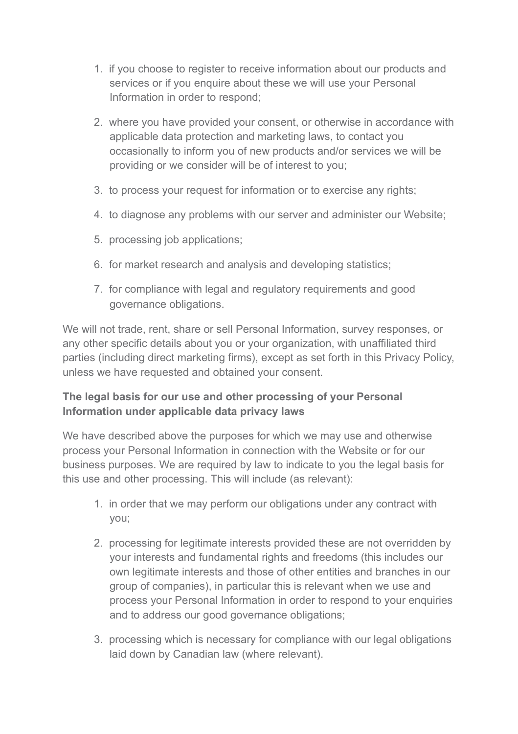1. if you choose to register to receive information about our products and services or if you enquire about these we will use your Personal Information in order to respond;

2. where you have provided your consent, or otherwise in accordance with applicable data protection and marketing laws, to contact you occasionally to inform you of new products and/or services we will be providing or we consider will be of interest to you;

3. to process your request for information or to exercise any rights;

4. to diagnose any problems with our server and administer our Website;

5. processing job applications;

6. for market research and analysis and developing statistics;

7. for compliance with legal and regulatory requirements and good governance obligations.

We will not trade, rent, share or sell Personal Information, survey responses, or any other specific details about you or your organization, with unaffiliated third parties (including direct marketing firms), except as set forth in this Privacy Policy, unless we have requested and obtained your consent.

**The legal basis for our use and other processing of your Personal Information under applicable data privacy laws**

We have described above the purposes for which we may use and otherwise process your Personal Information in connection with the Website or for our business purposes. We are required by law to indicate to you the legal basis for this use and other processing. This will include (as relevant):

1. in order that we may perform our obligations under any contract with you;

2. processing for legitimate interests provided these are not overridden by your interests and fundamental rights and freedoms (this includes our own legitimate interests and those of other entities and branches in our group of companies), in particular this is relevant when we use and process your Personal Information in order to respond to your enquiries and to address our good governance obligations;

3. processing which is necessary for compliance with our legal obligations laid down by Canadian law (where relevant).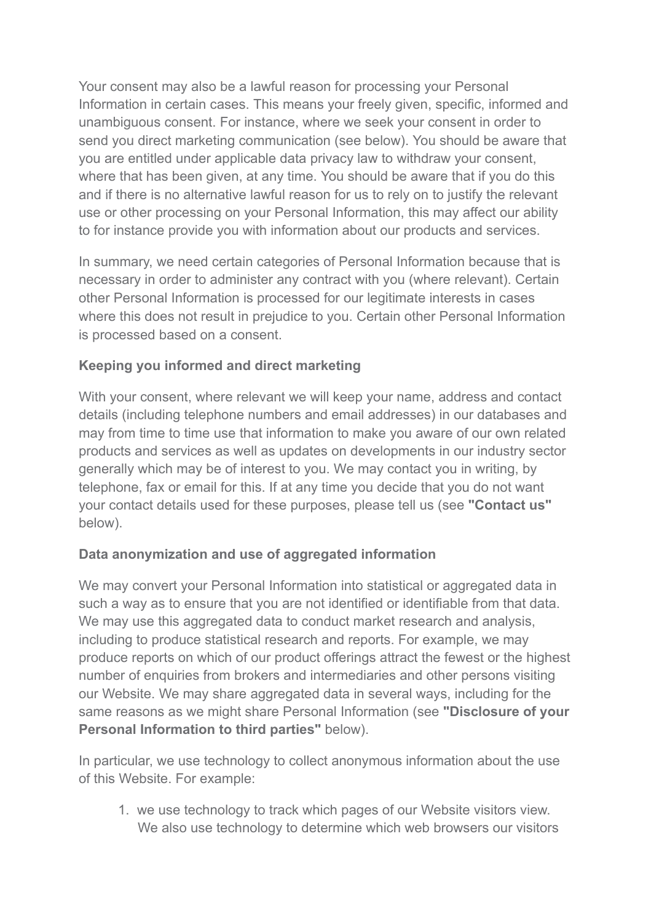Your consent may also be a lawful reason for processing your Personal Information in certain cases. This means your freely given, specific, informed and unambiguous consent. For instance, where we seek your consent in order to send you direct marketing communication (see below). You should be aware that you are entitled under applicable data privacy law to withdraw your consent, where that has been given, at any time. You should be aware that if you do this and if there is no alternative lawful reason for us to rely on to justify the relevant use or other processing on your Personal Information, this may affect our ability to for instance provide you with information about our products and services.

In summary, we need certain categories of Personal Information because that is necessary in order to administer any contract with you (where relevant). Certain other Personal Information is processed for our legitimate interests in cases where this does not result in prejudice to you. Certain other Personal Information is processed based on a consent.

**Keeping you informed and direct marketing**

With your consent, where relevant we will keep your name, address and contact details (including telephone numbers and email addresses) in our databases and may from time to time use that information to make you aware of our own related products and services as well as updates on developments in our industry sector generally which may be of interest to you. We may contact you in writing, by telephone, fax or email for this. If at any time you decide that you do not want your contact details used for these purposes, please tell us (see **"Contact us"** below).

**Data anonymization and use of aggregated information**

We may convert your Personal Information into statistical or aggregated data in such a way as to ensure that you are not identified or identifiable from that data. We may use this aggregated data to conduct market research and analysis, including to produce statistical research and reports. For example, we may produce reports on which of our product offerings attract the fewest or the highest number of enquiries from brokers and intermediaries and other persons visiting our Website. We may share aggregated data in several ways, including for the same reasons as we might share Personal Information (see **"Disclosure of your Personal Information to third parties"** below).

In particular, we use technology to collect anonymous information about the use of this Website. For example:

1. we use technology to track which pages of our Website visitors view. We also use technology to determine which web browsers our visitors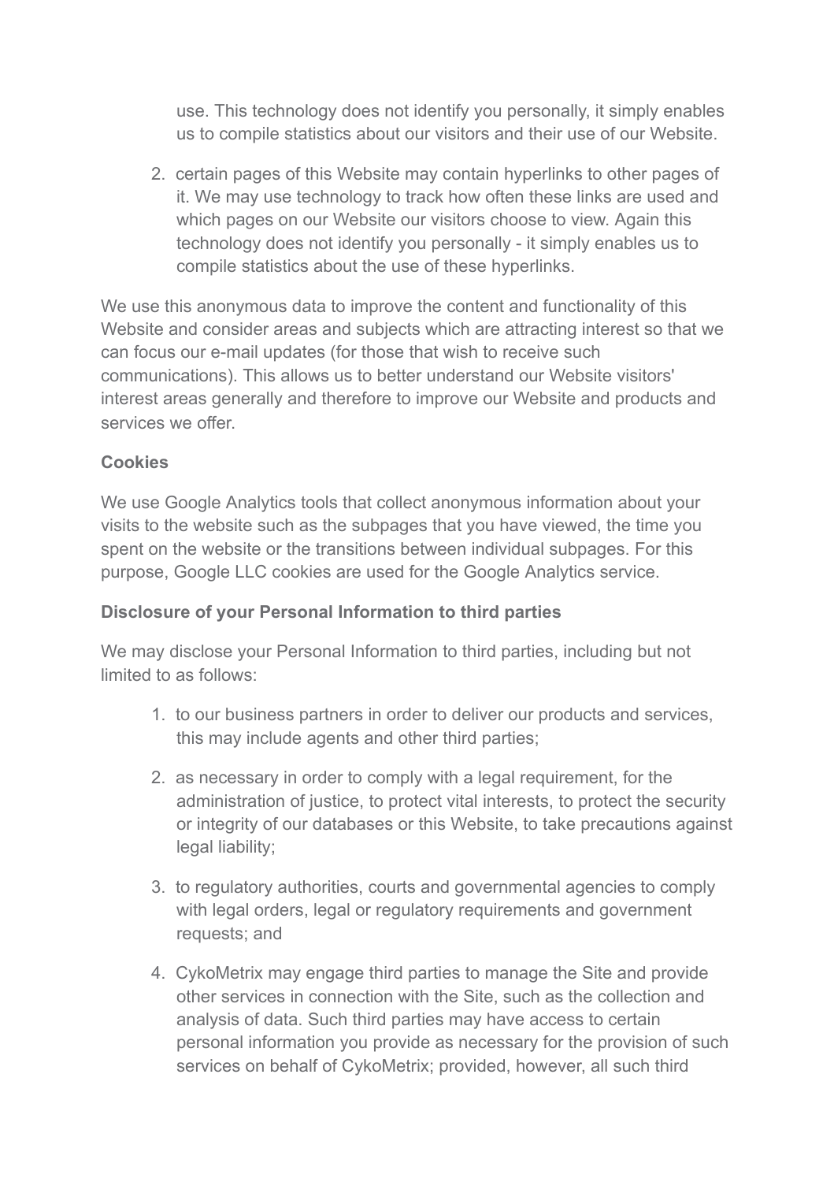use. This technology does not identify you personally, it simply enables us to compile statistics about our visitors and their use of our Website.

2. certain pages of this Website may contain hyperlinks to other pages of it. We may use technology to track how often these links are used and which pages on our Website our visitors choose to view. Again this technology does not identify you personally - it simply enables us to compile statistics about the use of these hyperlinks.

We use this anonymous data to improve the content and functionality of this Website and consider areas and subjects which are attracting interest so that we can focus our e-mail updates (for those that wish to receive such communications). This allows us to better understand our Website visitors' interest areas generally and therefore to improve our Website and products and services we offer.

**Cookies**

We use Google Analytics tools that collect anonymous information about your visits to the website such as the subpages that you have viewed, the time you spent on the website or the transitions between individual subpages. For this purpose, Google LLC cookies are used for the Google Analytics service.

**Disclosure of your Personal Information to third parties**

We may disclose your Personal Information to third parties, including but not limited to as follows:

1. to our business partners in order to deliver our products and services, this may include agents and other third parties;

2. as necessary in order to comply with a legal requirement, for the administration of justice, to protect vital interests, to protect the security or integrity of our databases or this Website, to take precautions against legal liability;

3. to regulatory authorities, courts and governmental agencies to comply with legal orders, legal or regulatory requirements and government requests; and

4. CykoMetrix may engage third parties to manage the Site and provide other services in connection with the Site, such as the collection and analysis of data. Such third parties may have access to certain personal information you provide as necessary for the provision of such services on behalf of CykoMetrix; provided, however, all such third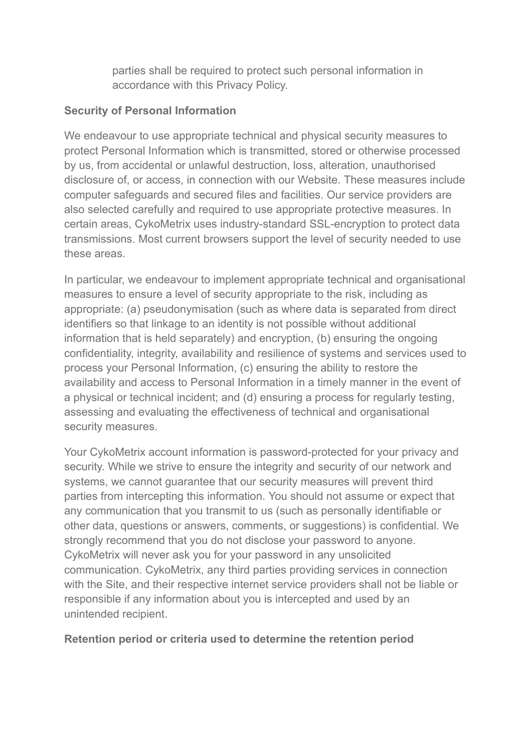parties shall be required to protect such personal information in accordance with this Privacy Policy.

**Security of Personal Information**

We endeavour to use appropriate technical and physical security measures to protect Personal Information which is transmitted, stored or otherwise processed by us, from accidental or unlawful destruction, loss, alteration, unauthorised disclosure of, or access, in connection with our Website. These measures include computer safeguards and secured files and facilities. Our service providers are also selected carefully and required to use appropriate protective measures. In certain areas, CykoMetrix uses industry-standard SSL-encryption to protect data transmissions. Most current browsers support the level of security needed to use these areas.

In particular, we endeavour to implement appropriate technical and organisational measures to ensure a level of security appropriate to the risk, including as appropriate: (a) pseudonymisation (such as where data is separated from direct identifiers so that linkage to an identity is not possible without additional information that is held separately) and encryption, (b) ensuring the ongoing confidentiality, integrity, availability and resilience of systems and services used to process your Personal Information, (c) ensuring the ability to restore the availability and access to Personal Information in a timely manner in the event of a physical or technical incident; and (d) ensuring a process for regularly testing, assessing and evaluating the effectiveness of technical and organisational security measures.

Your CykoMetrix account information is password-protected for your privacy and security. While we strive to ensure the integrity and security of our network and systems, we cannot guarantee that our security measures will prevent third parties from intercepting this information. You should not assume or expect that any communication that you transmit to us (such as personally identifiable or other data, questions or answers, comments, or suggestions) is confidential. We strongly recommend that you do not disclose your password to anyone. CykoMetrix will never ask you for your password in any unsolicited communication. CykoMetrix, any third parties providing services in connection with the Site, and their respective internet service providers shall not be liable or responsible if any information about you is intercepted and used by an unintended recipient.

**Retention period or criteria used to determine the retention period**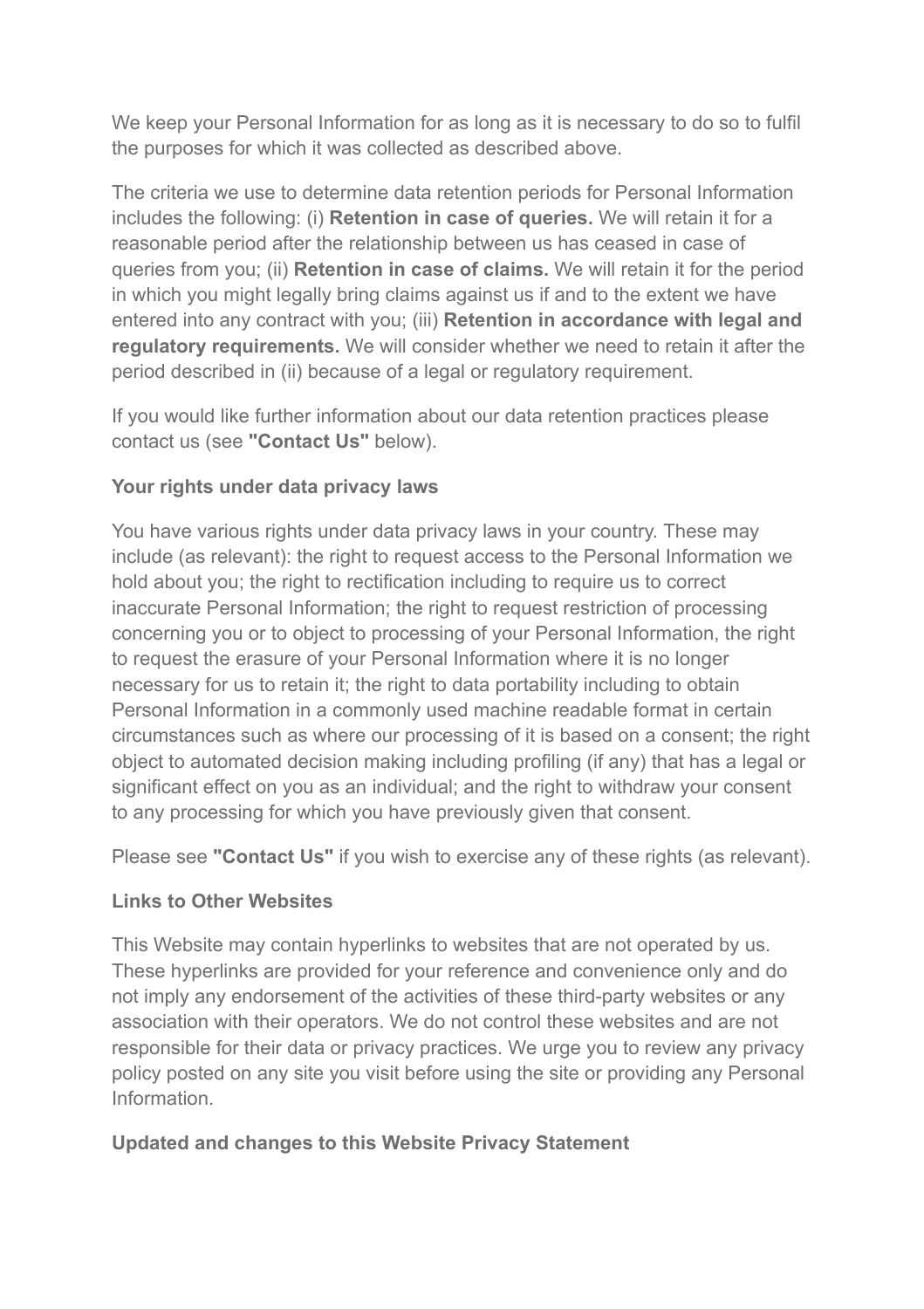We keep your Personal Information for as long as it is necessary to do so to fulfil the purposes for which it was collected as described above.

The criteria we use to determine data retention periods for Personal Information includes the following: (i) **Retention in case of queries.** We will retain it for a reasonable period after the relationship between us has ceased in case of queries from you; (ii) **Retention in case of claims.** We will retain it for the period in which you might legally bring claims against us if and to the extent we have entered into any contract with you; (iii) **Retention in accordance with legal and regulatory requirements.** We will consider whether we need to retain it after the period described in (ii) because of a legal or regulatory requirement.

If you would like further information about our data retention practices please contact us (see **"Contact Us"** below).

**Your rights under data privacy laws**

You have various rights under data privacy laws in your country. These may include (as relevant): the right to request access to the Personal Information we hold about you; the right to rectification including to require us to correct inaccurate Personal Information; the right to request restriction of processing concerning you or to object to processing of your Personal Information, the right to request the erasure of your Personal Information where it is no longer necessary for us to retain it; the right to data portability including to obtain Personal Information in a commonly used machine readable format in certain circumstances such as where our processing of it is based on a consent; the right object to automated decision making including profiling (if any) that has a legal or significant effect on you as an individual; and the right to withdraw your consent to any processing for which you have previously given that consent.

Please see **"Contact Us"** if you wish to exercise any of these rights (as relevant).

**Links to Other Websites**

This Website may contain hyperlinks to websites that are not operated by us. These hyperlinks are provided for your reference and convenience only and do not imply any endorsement of the activities of these third-party websites or any association with their operators. We do not control these websites and are not responsible for their data or privacy practices. We urge you to review any privacy policy posted on any site you visit before using the site or providing any Personal Information.

**Updated and changes to this Website Privacy Statement**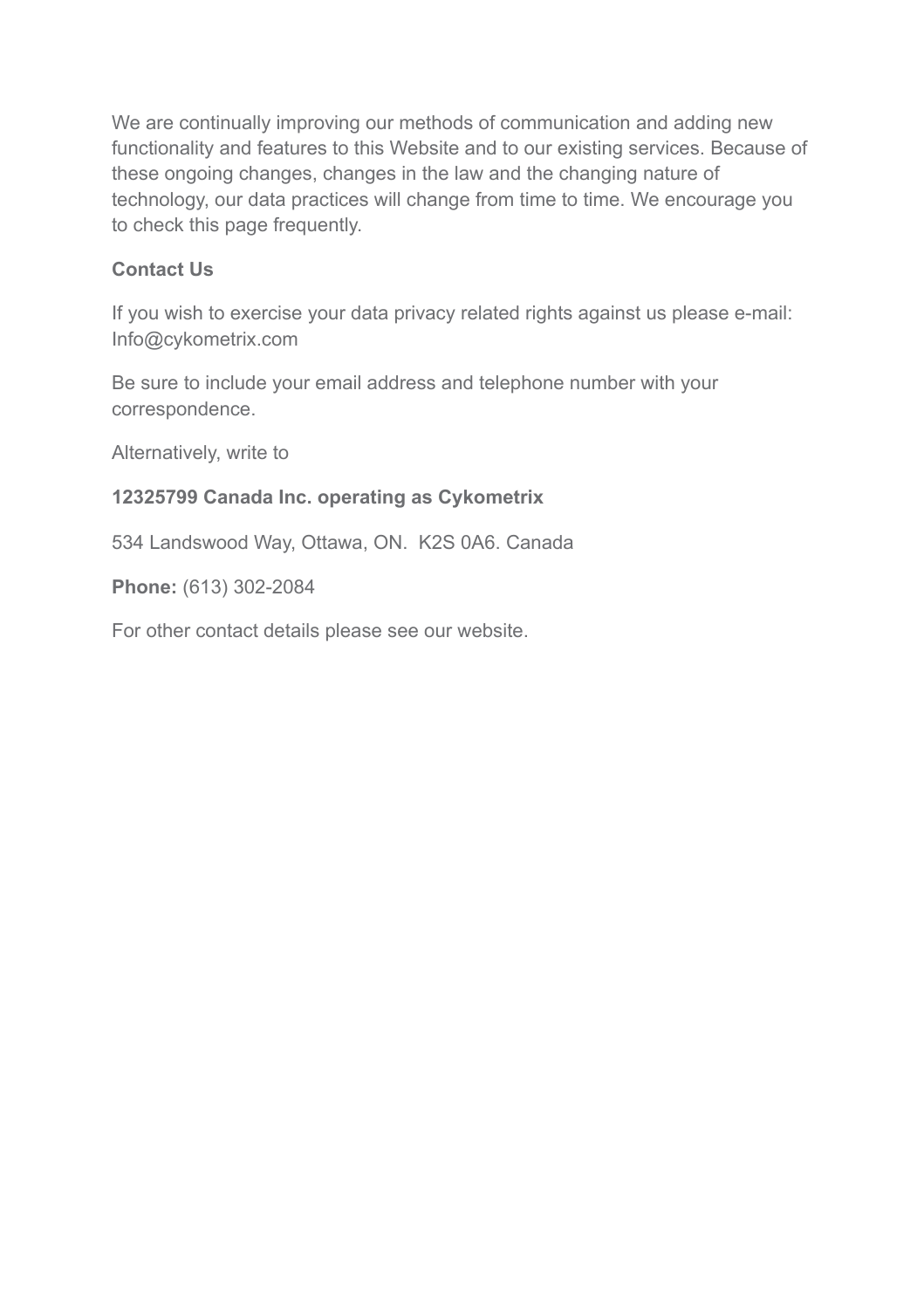We are continually improving our methods of communication and adding new functionality and features to this Website and to our existing services. Because of these ongoing changes, changes in the law and the changing nature of technology, our data practices will change from time to time. We encourage you to check this page frequently.

**Contact Us**

If you wish to exercise your data privacy related rights against us please e-mail: Info@cykometrix.com

Be sure to include your email address and telephone number with your correspondence.

Alternatively, write to

**12325799 Canada Inc. operating as Cykometrix**

534 Landswood Way, Ottawa, ON.  K2S 0A6. Canada

**Phone:** (613) 302-2084

For other contact details please see our website.